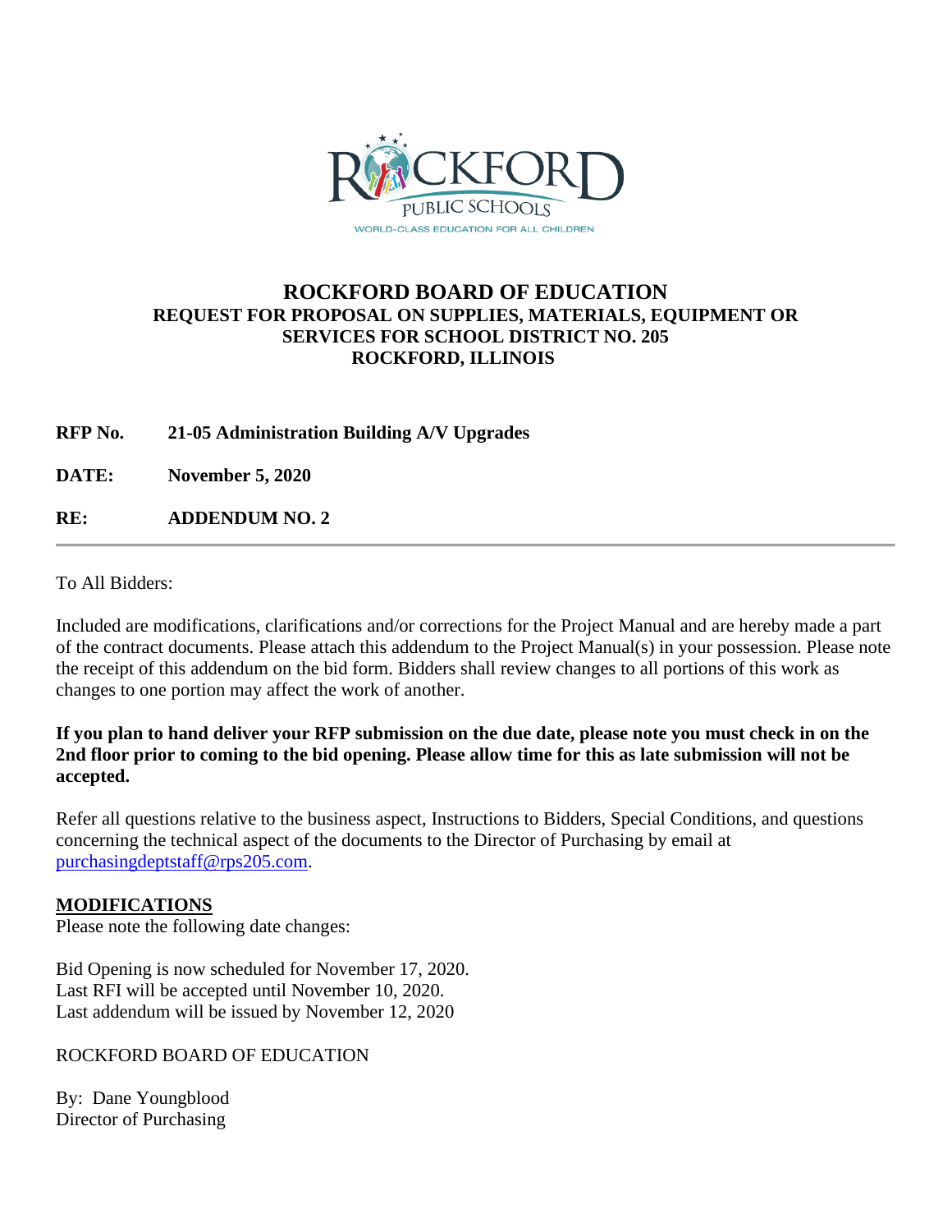# ROCKFORD BOARD OF EDUCATION

## REQUEST FOR PROPOSAL ON SUPPLIES, MATERIALS, EQUIPMENT OR SERVICES FOR SCHOOL DISTRICT NO. 205 ROCKFORD, ILLINOIS

**RFP No.** **21-05 Administration Building A/V Upgrades**

**DATE:** **November 5, 2020**

**RE:** **ADDENDUM NO. 2**

---

To All Bidders:

Included are modifications, clarifications and/or corrections for the Project Manual and are hereby made a part of the contract documents. Please attach this addendum to the Project Manual(s) in your possession. Please note the receipt of this addendum on the bid form. Bidders shall review changes to all portions of this work as changes to one portion may affect the work of another.

**If you plan to hand deliver your RFP submission on the due date, please note you must check in on the 2nd floor prior to coming to the bid opening. Please allow time for this as late submission will not be accepted.**

Refer all questions relative to the business aspect, Instructions to Bidders, Special Conditions, and questions concerning the technical aspect of the documents to the Director of Purchasing by email at purchasingdeptstaff@rps205.com.

**MODIFICATIONS**

Please note the following date changes:

Bid Opening is now scheduled for November 17, 2020.
Last RFI will be accepted until November 10, 2020.
Last addendum will be issued by November 12, 2020

ROCKFORD BOARD OF EDUCATION

By: Dane Youngblood
Director of Purchasing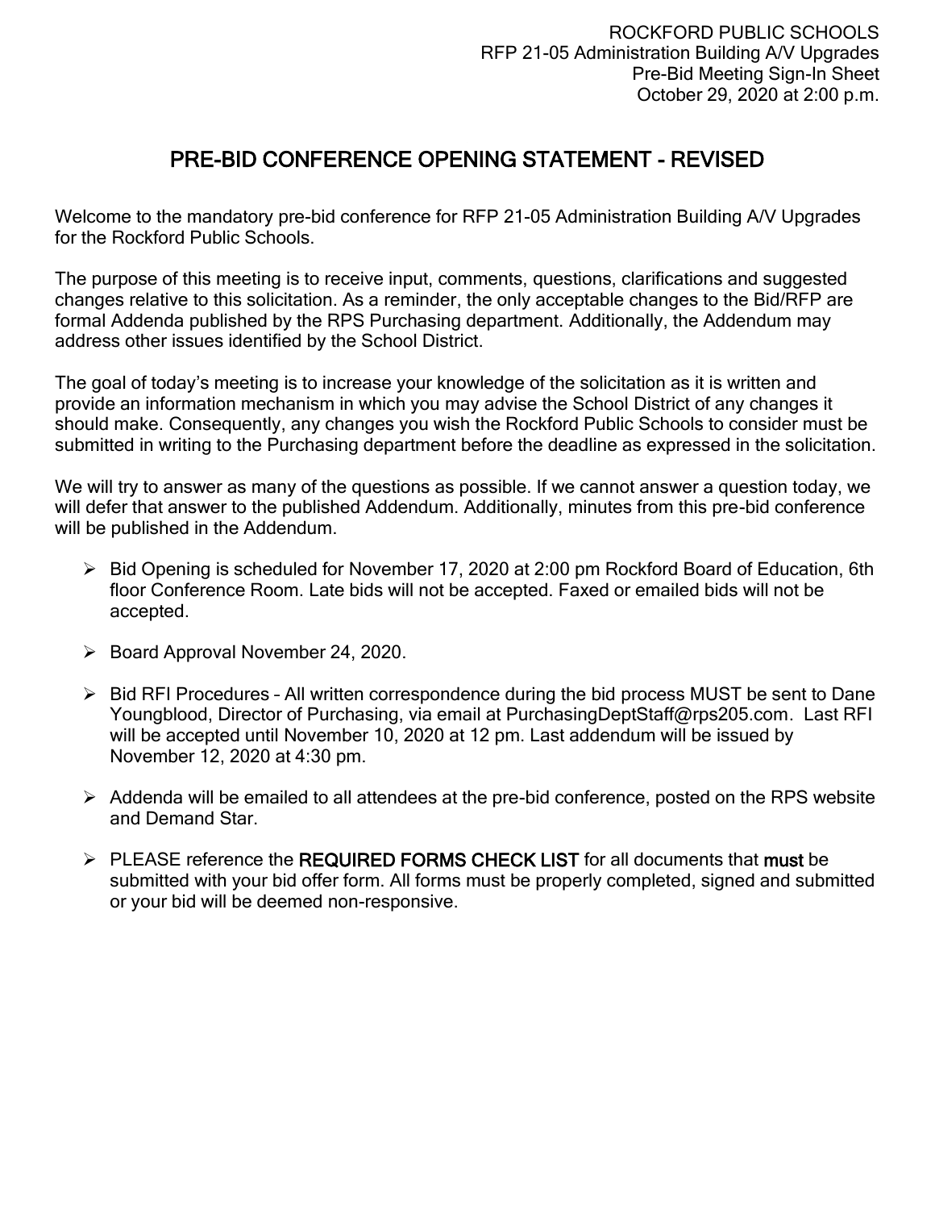ROCKFORD PUBLIC SCHOOLS
RFP 21-05 Administration Building A/V Upgrades
Pre-Bid Meeting Sign-In Sheet
October 29, 2020 at 2:00 p.m.

# PRE-BID CONFERENCE OPENING STATEMENT - REVISED

Welcome to the mandatory pre-bid conference for RFP 21-05 Administration Building A/V Upgrades for the Rockford Public Schools.

The purpose of this meeting is to receive input, comments, questions, clarifications and suggested changes relative to this solicitation. As a reminder, the only acceptable changes to the Bid/RFP are formal Addenda published by the RPS Purchasing department. Additionally, the Addendum may address other issues identified by the School District.

The goal of today's meeting is to increase your knowledge of the solicitation as it is written and provide an information mechanism in which you may advise the School District of any changes it should make. Consequently, any changes you wish the Rockford Public Schools to consider must be submitted in writing to the Purchasing department before the deadline as expressed in the solicitation.

We will try to answer as many of the questions as possible. If we cannot answer a question today, we will defer that answer to the published Addendum. Additionally, minutes from this pre-bid conference will be published in the Addendum.

- Bid Opening is scheduled for November 17, 2020 at 2:00 pm Rockford Board of Education, 6th floor Conference Room. Late bids will not be accepted. Faxed or emailed bids will not be accepted.
- Board Approval November 24, 2020.
- Bid RFI Procedures – All written correspondence during the bid process MUST be sent to Dane Youngblood, Director of Purchasing, via email at PurchasingDeptStaff@rps205.com. Last RFI will be accepted until November 10, 2020 at 12 pm. Last addendum will be issued by November 12, 2020 at 4:30 pm.
- Addenda will be emailed to all attendees at the pre-bid conference, posted on the RPS website and Demand Star.
- PLEASE reference the **REQUIRED FORMS CHECK LIST** for all documents that **must** be submitted with your bid offer form. All forms must be properly completed, signed and submitted or your bid will be deemed non-responsive.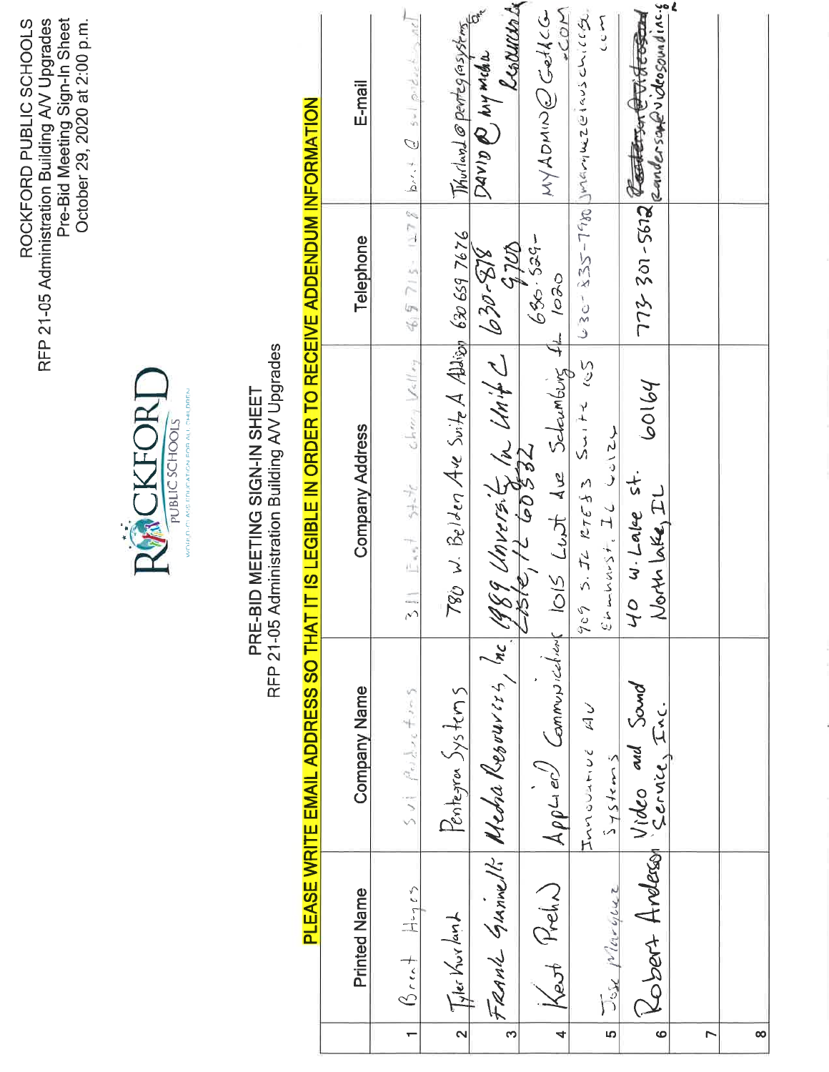ROCKFORD PUBLIC SCHOOLS
RFP 21-05 Administration Building A/V Upgrades
Pre-Bid Meeting Sign-In Sheet
October 29, 2020 at 2:00 p.m.

ROCKFORD PUBLIC SCHOOLS
WORLD CLASS EDUCATION FOR ALL CHILDREN

## PRE-BID MEETING SIGN-IN SHEET
RFP 21-05 Administration Building A/V Upgrades

**PLEASE WRITE EMAIL ADDRESS SO THAT IT IS LEGIBLE IN ORDER TO RECEIVE ADDENDUM INFORMATION**

| | Printed Name | Company Name | Company Address | Telephone | E-mail |
|---|---|---|---|---|---|
| 1 | Brent Hayes | Sol Productions | 311 East State Cherry Valley | 815 713-1278 | brent@solproductions.net |
| 2 | Tyler Hurland | Pentegra Systems | 780 W. Belden Ave Suite A Addison | 630 659 7676 | Thurland@pentegrasystems.com |
| 3 | Frank Giannelli | Media Resources, Inc. | 1989 University Ln Unit C Lisle, IL 60532 | 630-878 9700 | DAVID@mymediaresources.com |
| 4 | Kent Prehn | Applied Communications | 1015 Lunt Ave Schaumburg IL | 630-529-1020 | MYADMIN@GetACG.COM |
| 5 | Jose Marquez | Innovative AV Systems | 909 S. IL RTE 83 Suite 105 Elmhurst, IL 60126 | 630-835-7980 | jmarquez@iavsch.com |
| 6 | Robert Anderson | Video and Sound Service, Inc. | 40 W. Lake st. Northlake, IL 60164 | 773 301-5612 | randerson@videosoundinc.com |
| 7 | | | | | |
| 8 | | | | | |